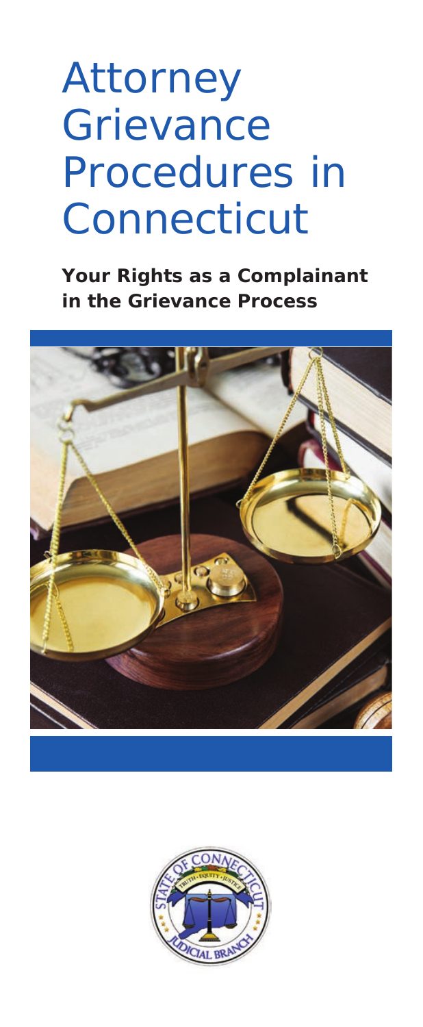# Attorney Grievance Procedures in Connecticut

**Your Rights as a Complainant in the Grievance Process**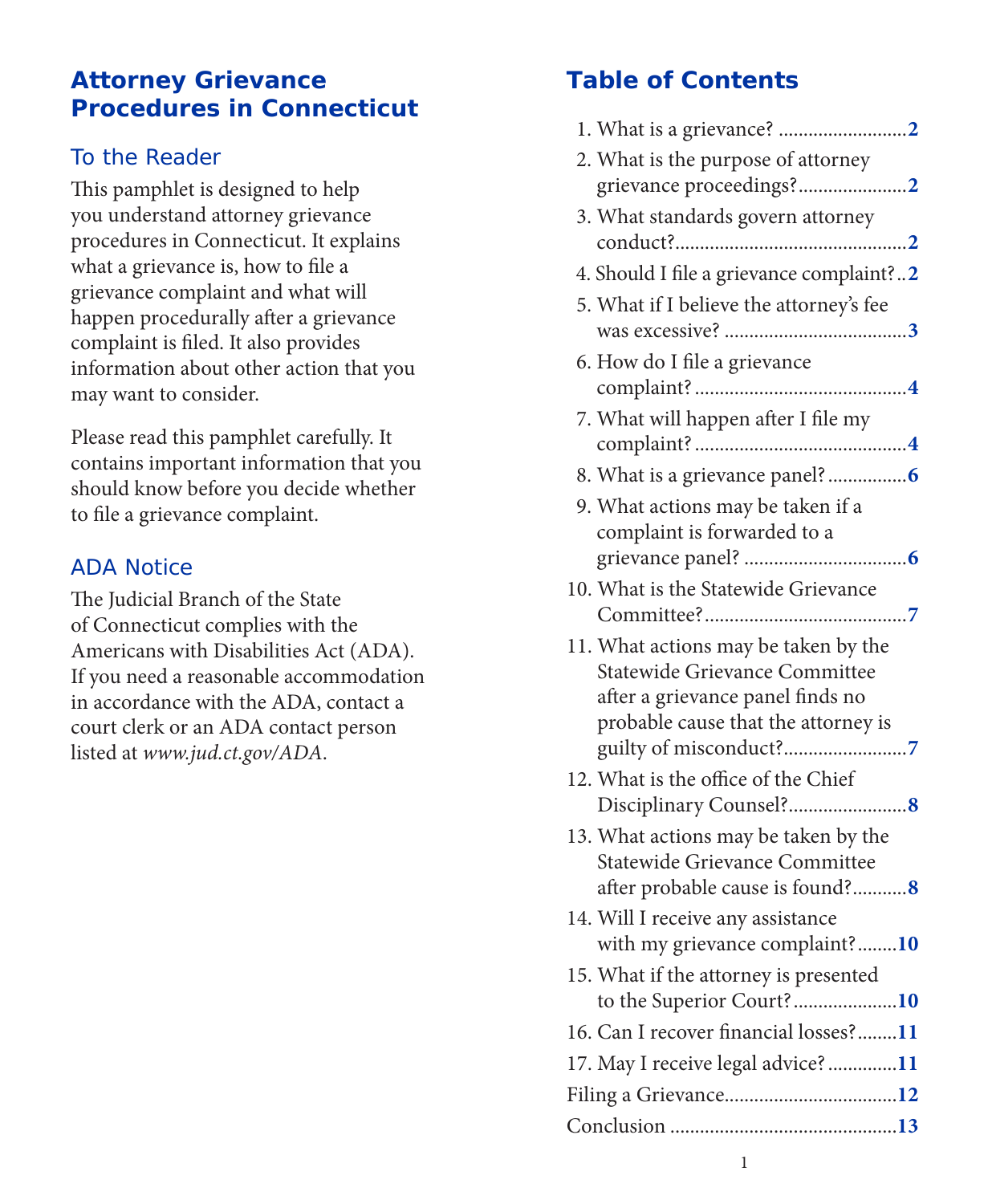# Attorney Grievance Procedures in Connecticut

## To the Reader

This pamphlet is designed to help you understand attorney grievance procedures in Connecticut. It explains what a grievance is, how to file a grievance complaint and what will happen procedurally after a grievance complaint is filed. It also provides information about other action that you may want to consider.

Please read this pamphlet carefully. It contains important information that you should know before you decide whether to file a grievance complaint.

## ADA Notice

The Judicial Branch of the State of Connecticut complies with the Americans with Disabilities Act (ADA). If you need a reasonable accommodation in accordance with the ADA, contact a court clerk or an ADA contact person listed at *www.jud.ct.gov/ADA*.

# Table of Contents

1. What is a grievance? .......... **2**
2. What is the purpose of attorney grievance proceedings? .......... **2**
3. What standards govern attorney conduct? .......... **2**
4. Should I file a grievance complaint? .......... **2**
5. What if I believe the attorney's fee was excessive? .......... **3**
6. How do I file a grievance complaint? .......... **4**
7. What will happen after I file my complaint? .......... **4**
8. What is a grievance panel? .......... **6**
9. What actions may be taken if a complaint is forwarded to a grievance panel? .......... **6**
10. What is the Statewide Grievance Committee? .......... **7**
11. What actions may be taken by the Statewide Grievance Committee after a grievance panel finds no probable cause that the attorney is guilty of misconduct? .......... **7**
12. What is the office of the Chief Disciplinary Counsel? .......... **8**
13. What actions may be taken by the Statewide Grievance Committee after probable cause is found? .......... **8**
14. Will I receive any assistance with my grievance complaint? .......... **10**
15. What if the attorney is presented to the Superior Court? .......... **10**
16. Can I recover financial losses? .......... **11**
17. May I receive legal advice? .......... **11**

Filing a Grievance .......... **12**

Conclusion .......... **13**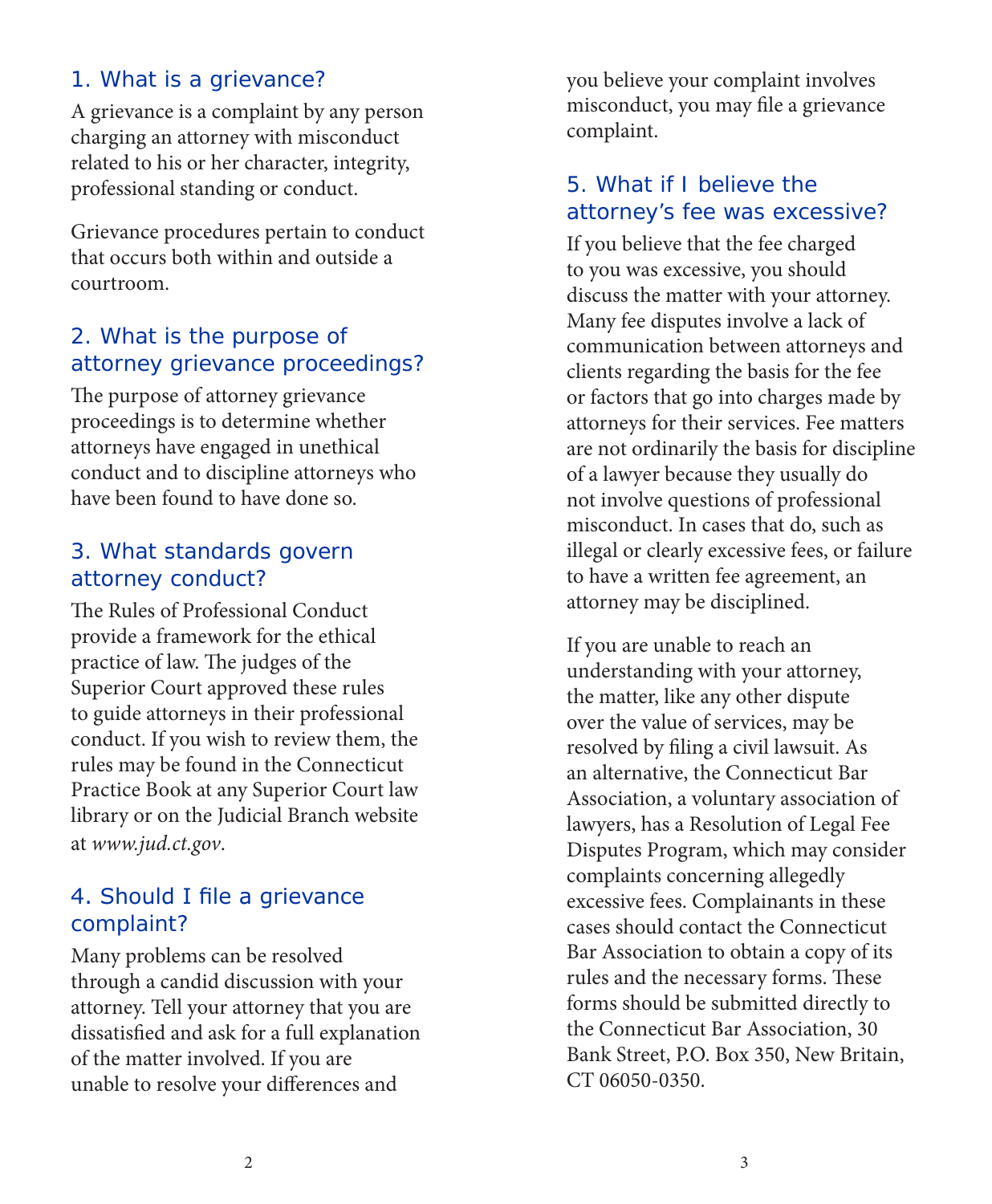## 1. What is a grievance?

A grievance is a complaint by any person charging an attorney with misconduct related to his or her character, integrity, professional standing or conduct.

Grievance procedures pertain to conduct that occurs both within and outside a courtroom.

## 2. What is the purpose of attorney grievance proceedings?

The purpose of attorney grievance proceedings is to determine whether attorneys have engaged in unethical conduct and to discipline attorneys who have been found to have done so.

## 3. What standards govern attorney conduct?

The Rules of Professional Conduct provide a framework for the ethical practice of law. The judges of the Superior Court approved these rules to guide attorneys in their professional conduct. If you wish to review them, the rules may be found in the Connecticut Practice Book at any Superior Court law library or on the Judicial Branch website at *www.jud.ct.gov*.

## 4. Should I file a grievance complaint?

Many problems can be resolved through a candid discussion with your attorney. Tell your attorney that you are dissatisfied and ask for a full explanation of the matter involved. If you are unable to resolve your differences and you believe your complaint involves misconduct, you may file a grievance complaint.

## 5. What if I believe the attorney's fee was excessive?

If you believe that the fee charged to you was excessive, you should discuss the matter with your attorney. Many fee disputes involve a lack of communication between attorneys and clients regarding the basis for the fee or factors that go into charges made by attorneys for their services. Fee matters are not ordinarily the basis for discipline of a lawyer because they usually do not involve questions of professional misconduct. In cases that do, such as illegal or clearly excessive fees, or failure to have a written fee agreement, an attorney may be disciplined.

If you are unable to reach an understanding with your attorney, the matter, like any other dispute over the value of services, may be resolved by filing a civil lawsuit. As an alternative, the Connecticut Bar Association, a voluntary association of lawyers, has a Resolution of Legal Fee Disputes Program, which may consider complaints concerning allegedly excessive fees. Complainants in these cases should contact the Connecticut Bar Association to obtain a copy of its rules and the necessary forms. These forms should be submitted directly to the Connecticut Bar Association, 30 Bank Street, P.O. Box 350, New Britain, CT 06050-0350.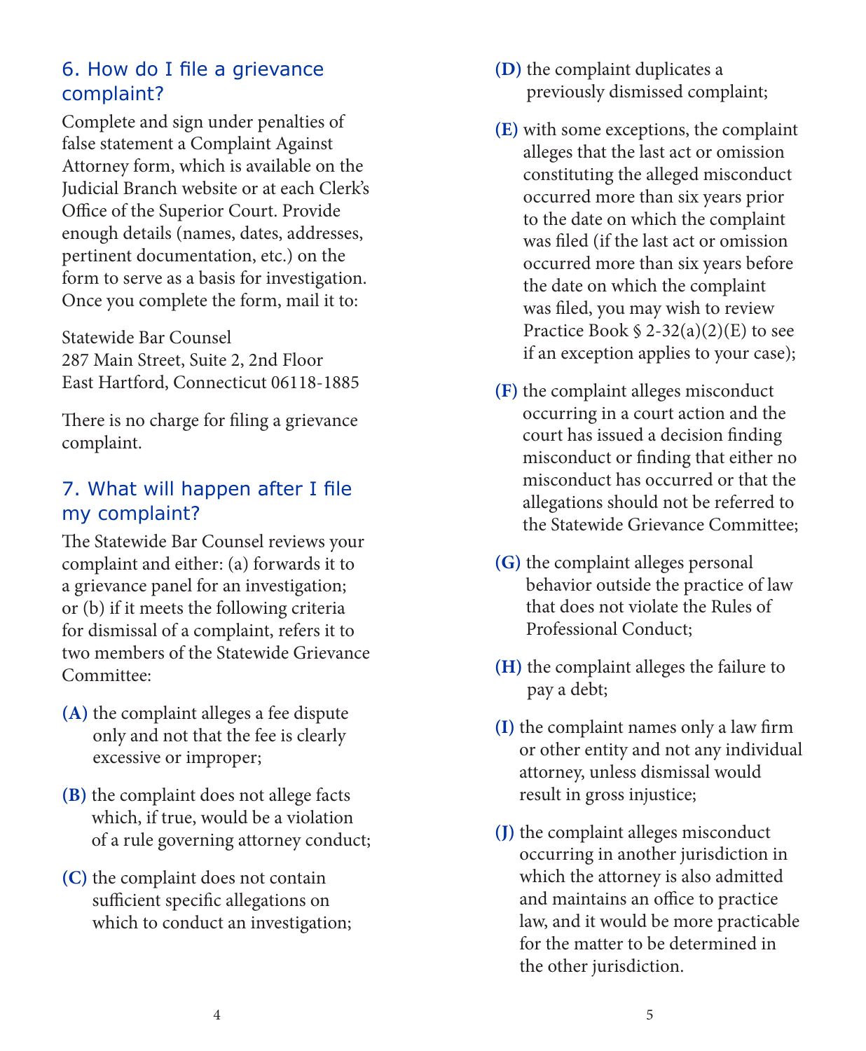## 6. How do I file a grievance complaint?

Complete and sign under penalties of false statement a Complaint Against Attorney form, which is available on the Judicial Branch website or at each Clerk's Office of the Superior Court. Provide enough details (names, dates, addresses, pertinent documentation, etc.) on the form to serve as a basis for investigation. Once you complete the form, mail it to:

Statewide Bar Counsel
287 Main Street, Suite 2, 2nd Floor
East Hartford, Connecticut 06118-1885

There is no charge for filing a grievance complaint.

## 7. What will happen after I file my complaint?

The Statewide Bar Counsel reviews your complaint and either: (a) forwards it to a grievance panel for an investigation; or (b) if it meets the following criteria for dismissal of a complaint, refers it to two members of the Statewide Grievance Committee:

**(A)** the complaint alleges a fee dispute only and not that the fee is clearly excessive or improper;

**(B)** the complaint does not allege facts which, if true, would be a violation of a rule governing attorney conduct;

**(C)** the complaint does not contain sufficient specific allegations on which to conduct an investigation;

**(D)** the complaint duplicates a previously dismissed complaint;

**(E)** with some exceptions, the complaint alleges that the last act or omission constituting the alleged misconduct occurred more than six years prior to the date on which the complaint was filed (if the last act or omission occurred more than six years before the date on which the complaint was filed, you may wish to review Practice Book § 2-32(a)(2)(E) to see if an exception applies to your case);

**(F)** the complaint alleges misconduct occurring in a court action and the court has issued a decision finding misconduct or finding that either no misconduct has occurred or that the allegations should not be referred to the Statewide Grievance Committee;

**(G)** the complaint alleges personal behavior outside the practice of law that does not violate the Rules of Professional Conduct;

**(H)** the complaint alleges the failure to pay a debt;

**(I)** the complaint names only a law firm or other entity and not any individual attorney, unless dismissal would result in gross injustice;

**(J)** the complaint alleges misconduct occurring in another jurisdiction in which the attorney is also admitted and maintains an office to practice law, and it would be more practicable for the matter to be determined in the other jurisdiction.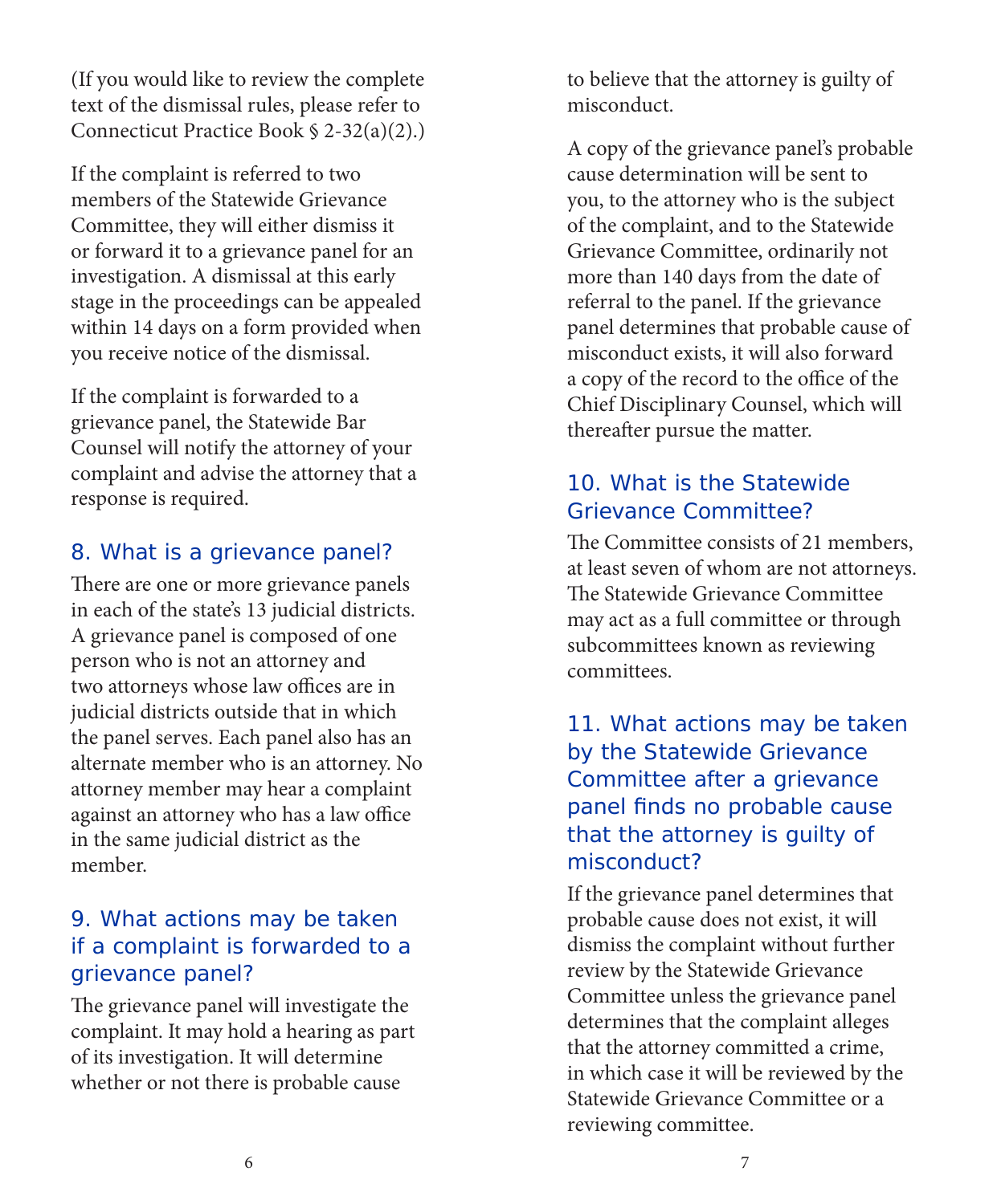(If you would like to review the complete text of the dismissal rules, please refer to Connecticut Practice Book § 2-32(a)(2).)

If the complaint is referred to two members of the Statewide Grievance Committee, they will either dismiss it or forward it to a grievance panel for an investigation. A dismissal at this early stage in the proceedings can be appealed within 14 days on a form provided when you receive notice of the dismissal.

If the complaint is forwarded to a grievance panel, the Statewide Bar Counsel will notify the attorney of your complaint and advise the attorney that a response is required.

## 8. What is a grievance panel?

There are one or more grievance panels in each of the state's 13 judicial districts. A grievance panel is composed of one person who is not an attorney and two attorneys whose law offices are in judicial districts outside that in which the panel serves. Each panel also has an alternate member who is an attorney. No attorney member may hear a complaint against an attorney who has a law office in the same judicial district as the member.

## 9. What actions may be taken if a complaint is forwarded to a grievance panel?

The grievance panel will investigate the complaint. It may hold a hearing as part of its investigation. It will determine whether or not there is probable cause to believe that the attorney is guilty of misconduct.

A copy of the grievance panel's probable cause determination will be sent to you, to the attorney who is the subject of the complaint, and to the Statewide Grievance Committee, ordinarily not more than 140 days from the date of referral to the panel. If the grievance panel determines that probable cause of misconduct exists, it will also forward a copy of the record to the office of the Chief Disciplinary Counsel, which will thereafter pursue the matter.

## 10. What is the Statewide Grievance Committee?

The Committee consists of 21 members, at least seven of whom are not attorneys. The Statewide Grievance Committee may act as a full committee or through subcommittees known as reviewing committees.

## 11. What actions may be taken by the Statewide Grievance Committee after a grievance panel finds no probable cause that the attorney is guilty of misconduct?

If the grievance panel determines that probable cause does not exist, it will dismiss the complaint without further review by the Statewide Grievance Committee unless the grievance panel determines that the complaint alleges that the attorney committed a crime, in which case it will be reviewed by the Statewide Grievance Committee or a reviewing committee.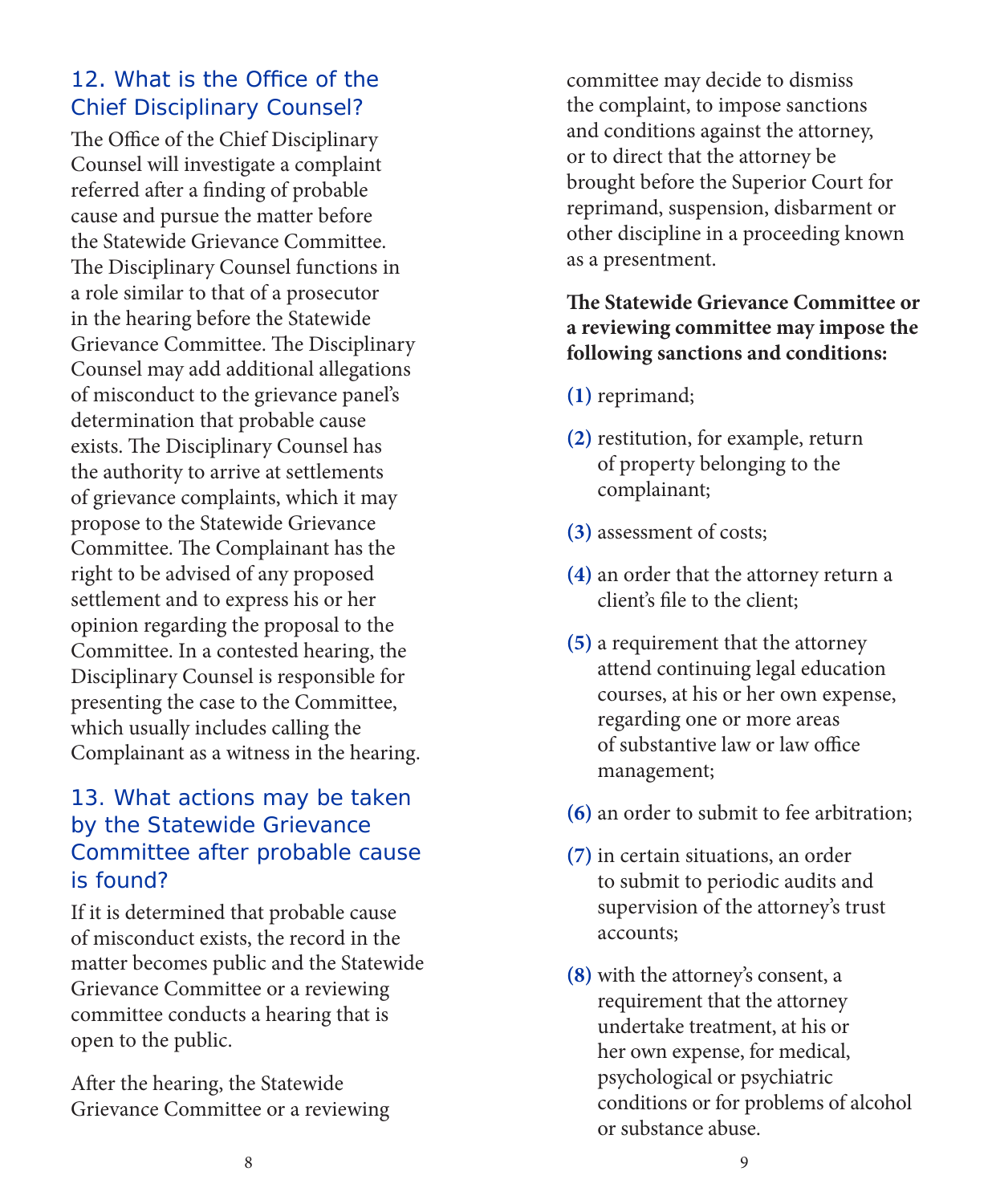## 12. What is the Office of the Chief Disciplinary Counsel?

The Office of the Chief Disciplinary Counsel will investigate a complaint referred after a finding of probable cause and pursue the matter before the Statewide Grievance Committee. The Disciplinary Counsel functions in a role similar to that of a prosecutor in the hearing before the Statewide Grievance Committee. The Disciplinary Counsel may add additional allegations of misconduct to the grievance panel's determination that probable cause exists. The Disciplinary Counsel has the authority to arrive at settlements of grievance complaints, which it may propose to the Statewide Grievance Committee. The Complainant has the right to be advised of any proposed settlement and to express his or her opinion regarding the proposal to the Committee. In a contested hearing, the Disciplinary Counsel is responsible for presenting the case to the Committee, which usually includes calling the Complainant as a witness in the hearing.

## 13. What actions may be taken by the Statewide Grievance Committee after probable cause is found?

If it is determined that probable cause of misconduct exists, the record in the matter becomes public and the Statewide Grievance Committee or a reviewing committee conducts a hearing that is open to the public.

After the hearing, the Statewide Grievance Committee or a reviewing committee may decide to dismiss the complaint, to impose sanctions and conditions against the attorney, or to direct that the attorney be brought before the Superior Court for reprimand, suspension, disbarment or other discipline in a proceeding known as a presentment.

**The Statewide Grievance Committee or a reviewing committee may impose the following sanctions and conditions:**

**(1)** reprimand;

**(2)** restitution, for example, return of property belonging to the complainant;

**(3)** assessment of costs;

**(4)** an order that the attorney return a client's file to the client;

**(5)** a requirement that the attorney attend continuing legal education courses, at his or her own expense, regarding one or more areas of substantive law or law office management;

**(6)** an order to submit to fee arbitration;

**(7)** in certain situations, an order to submit to periodic audits and supervision of the attorney's trust accounts;

**(8)** with the attorney's consent, a requirement that the attorney undertake treatment, at his or her own expense, for medical, psychological or psychiatric conditions or for problems of alcohol or substance abuse.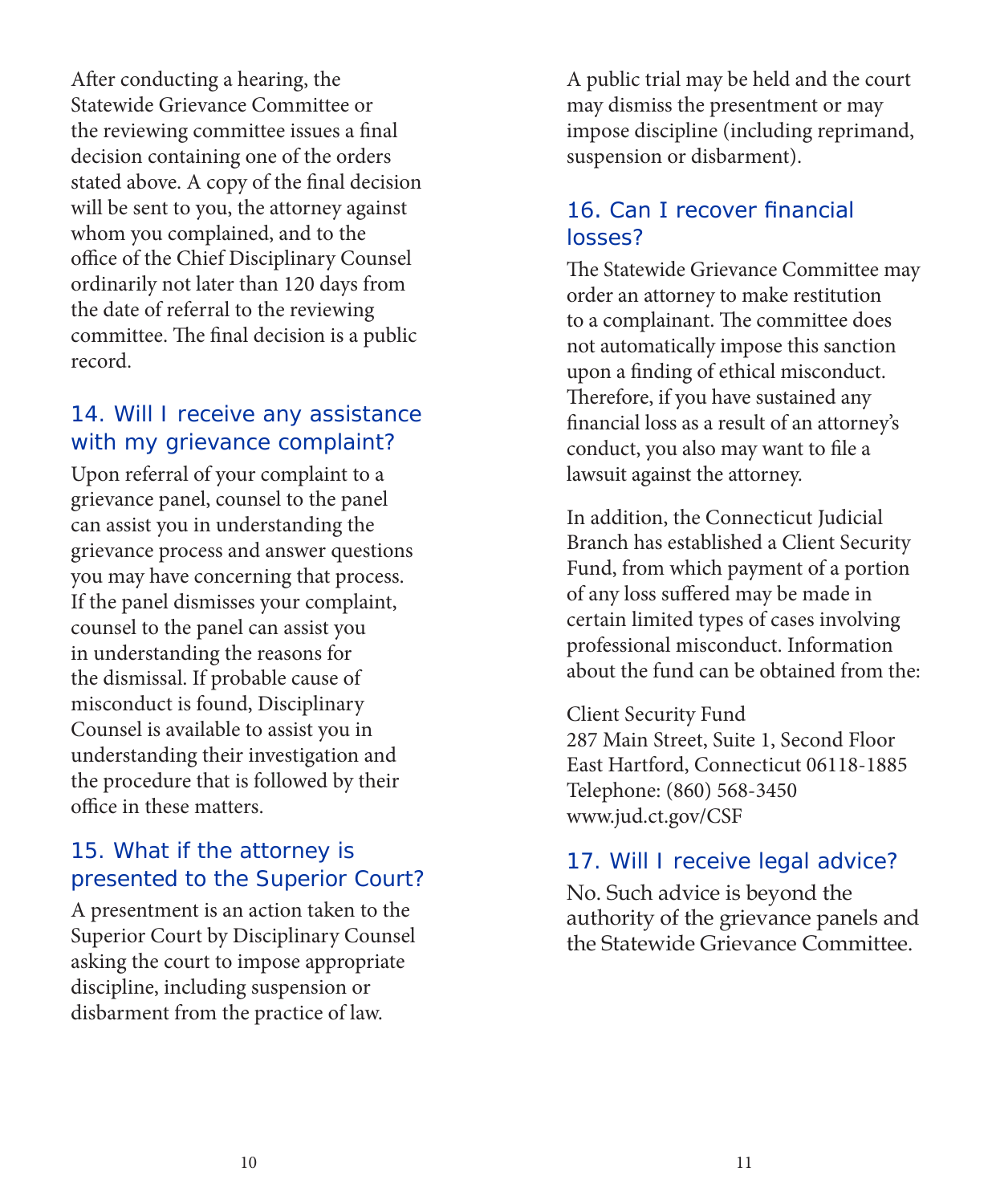After conducting a hearing, the Statewide Grievance Committee or the reviewing committee issues a final decision containing one of the orders stated above. A copy of the final decision will be sent to you, the attorney against whom you complained, and to the office of the Chief Disciplinary Counsel ordinarily not later than 120 days from the date of referral to the reviewing committee. The final decision is a public record.

## 14. Will I receive any assistance with my grievance complaint?

Upon referral of your complaint to a grievance panel, counsel to the panel can assist you in understanding the grievance process and answer questions you may have concerning that process. If the panel dismisses your complaint, counsel to the panel can assist you in understanding the reasons for the dismissal. If probable cause of misconduct is found, Disciplinary Counsel is available to assist you in understanding their investigation and the procedure that is followed by their office in these matters.

## 15. What if the attorney is presented to the Superior Court?

A presentment is an action taken to the Superior Court by Disciplinary Counsel asking the court to impose appropriate discipline, including suspension or disbarment from the practice of law.

A public trial may be held and the court may dismiss the presentment or may impose discipline (including reprimand, suspension or disbarment).

## 16. Can I recover financial losses?

The Statewide Grievance Committee may order an attorney to make restitution to a complainant. The committee does not automatically impose this sanction upon a finding of ethical misconduct. Therefore, if you have sustained any financial loss as a result of an attorney's conduct, you also may want to file a lawsuit against the attorney.

In addition, the Connecticut Judicial Branch has established a Client Security Fund, from which payment of a portion of any loss suffered may be made in certain limited types of cases involving professional misconduct. Information about the fund can be obtained from the:

Client Security Fund
287 Main Street, Suite 1, Second Floor
East Hartford, Connecticut 06118-1885
Telephone: (860) 568-3450
www.jud.ct.gov/CSF

## 17. Will I receive legal advice?

No. Such advice is beyond the authority of the grievance panels and the Statewide Grievance Committee.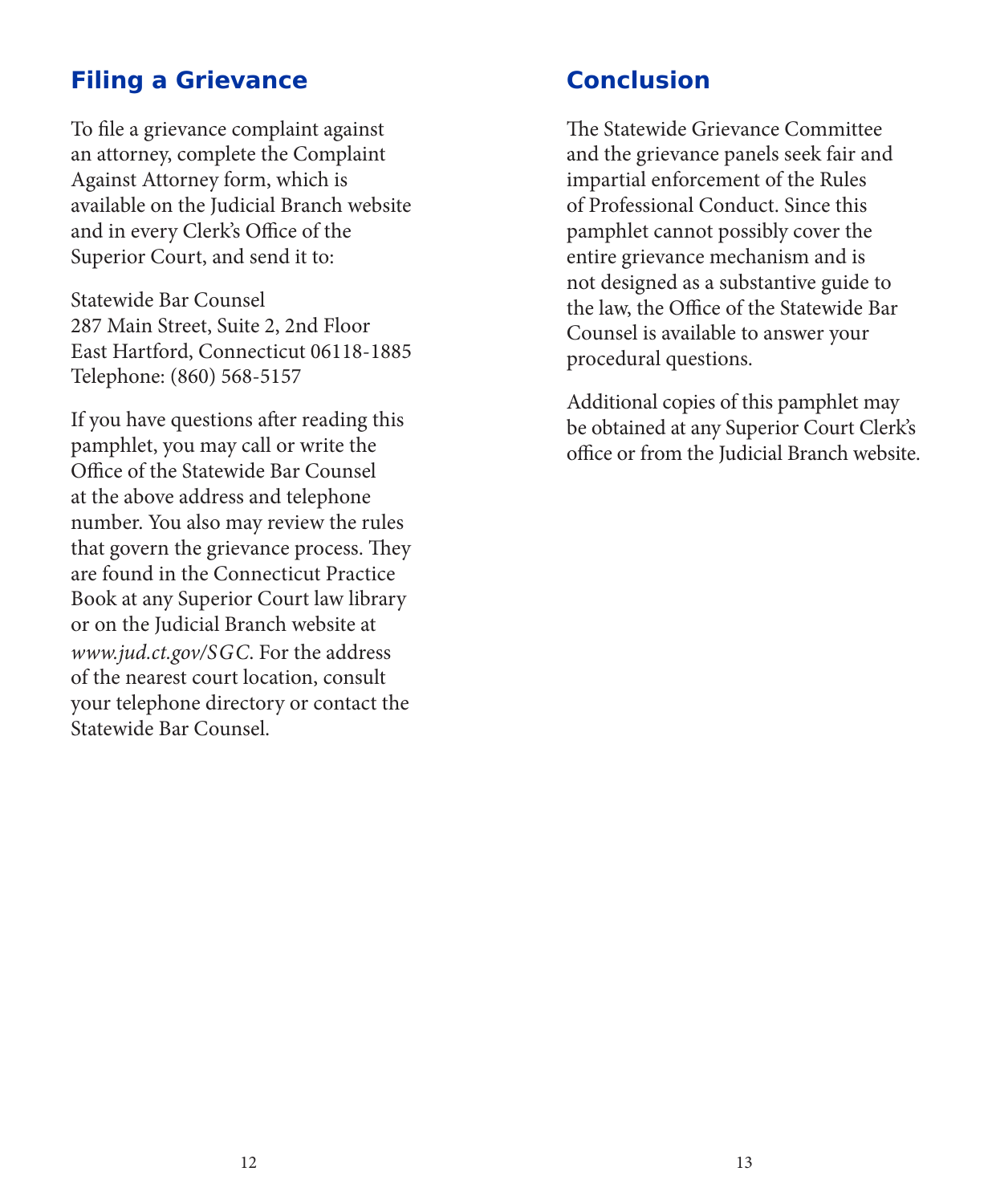## Filing a Grievance

To file a grievance complaint against an attorney, complete the Complaint Against Attorney form, which is available on the Judicial Branch website and in every Clerk's Office of the Superior Court, and send it to:

Statewide Bar Counsel
287 Main Street, Suite 2, 2nd Floor
East Hartford, Connecticut 06118-1885
Telephone: (860) 568-5157

If you have questions after reading this pamphlet, you may call or write the Office of the Statewide Bar Counsel at the above address and telephone number. You also may review the rules that govern the grievance process. They are found in the Connecticut Practice Book at any Superior Court law library or on the Judicial Branch website at *www.jud.ct.gov/SGC*. For the address of the nearest court location, consult your telephone directory or contact the Statewide Bar Counsel.

## Conclusion

The Statewide Grievance Committee and the grievance panels seek fair and impartial enforcement of the Rules of Professional Conduct. Since this pamphlet cannot possibly cover the entire grievance mechanism and is not designed as a substantive guide to the law, the Office of the Statewide Bar Counsel is available to answer your procedural questions.

Additional copies of this pamphlet may be obtained at any Superior Court Clerk's office or from the Judicial Branch website.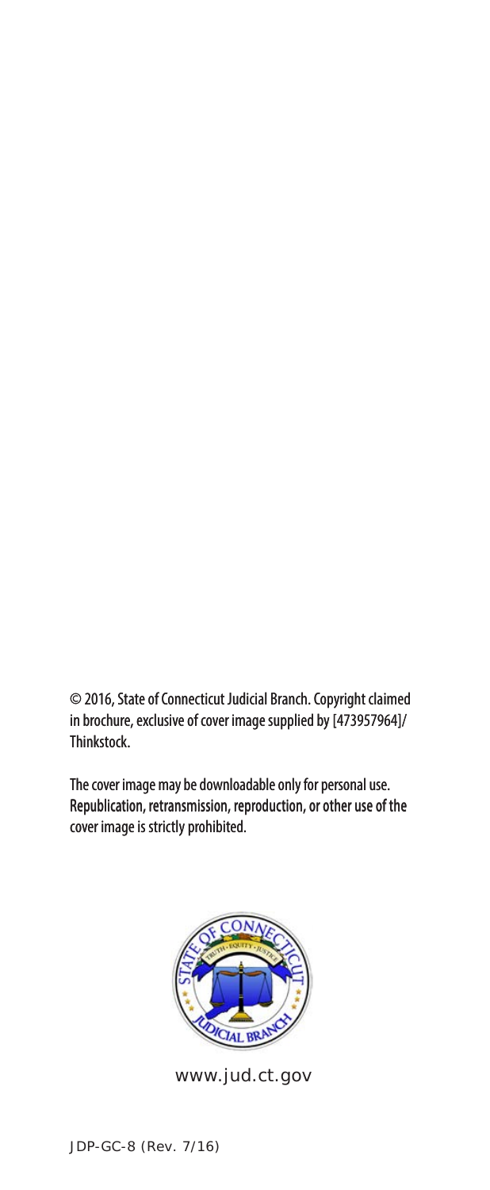© 2016, State of Connecticut Judicial Branch. Copyright claimed in brochure, exclusive of cover image supplied by [473957964]/ Thinkstock.

The cover image may be downloadable only for personal use. Republication, retransmission, reproduction, or other use of the cover image is strictly prohibited.

www.jud.ct.gov

JDP-GC-8 (Rev. 7/16)